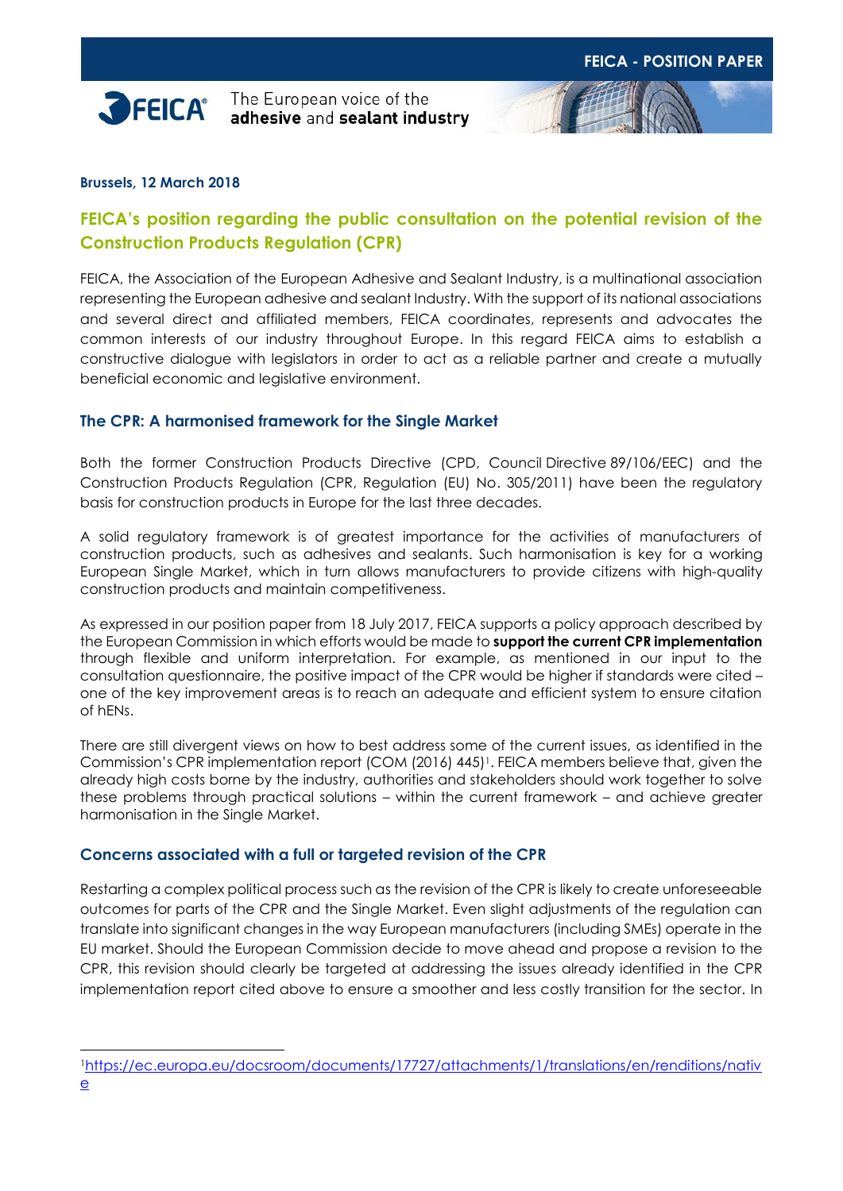**FEICA - POSITION PAPER**

FEICA® The European voice of the **adhesive** and **sealant industry**

**Brussels, 12 March 2018**

## FEICA's position regarding the public consultation on the potential revision of the Construction Products Regulation (CPR)

FEICA, the Association of the European Adhesive and Sealant Industry, is a multinational association representing the European adhesive and sealant Industry. With the support of its national associations and several direct and affiliated members, FEICA coordinates, represents and advocates the common interests of our industry throughout Europe. In this regard FEICA aims to establish a constructive dialogue with legislators in order to act as a reliable partner and create a mutually beneficial economic and legislative environment.

### The CPR: A harmonised framework for the Single Market

Both the former Construction Products Directive (CPD, Council Directive 89/106/EEC) and the Construction Products Regulation (CPR, Regulation (EU) No. 305/2011) have been the regulatory basis for construction products in Europe for the last three decades.

A solid regulatory framework is of greatest importance for the activities of manufacturers of construction products, such as adhesives and sealants. Such harmonisation is key for a working European Single Market, which in turn allows manufacturers to provide citizens with high-quality construction products and maintain competitiveness.

As expressed in our position paper from 18 July 2017, FEICA supports a policy approach described by the European Commission in which efforts would be made to **support the current CPR implementation** through flexible and uniform interpretation. For example, as mentioned in our input to the consultation questionnaire, the positive impact of the CPR would be higher if standards were cited – one of the key improvement areas is to reach an adequate and efficient system to ensure citation of hENs.

There are still divergent views on how to best address some of the current issues, as identified in the Commission's CPR implementation report (COM (2016) 445)[1]. FEICA members believe that, given the already high costs borne by the industry, authorities and stakeholders should work together to solve these problems through practical solutions – within the current framework – and achieve greater harmonisation in the Single Market.

### Concerns associated with a full or targeted revision of the CPR

Restarting a complex political process such as the revision of the CPR is likely to create unforeseeable outcomes for parts of the CPR and the Single Market. Even slight adjustments of the regulation can translate into significant changes in the way European manufacturers (including SMEs) operate in the EU market. Should the European Commission decide to move ahead and propose a revision to the CPR, this revision should clearly be targeted at addressing the issues already identified in the CPR implementation report cited above to ensure a smoother and less costly transition for the sector. In

---

[1] https://ec.europa.eu/docsroom/documents/17727/attachments/1/translations/en/renditions/native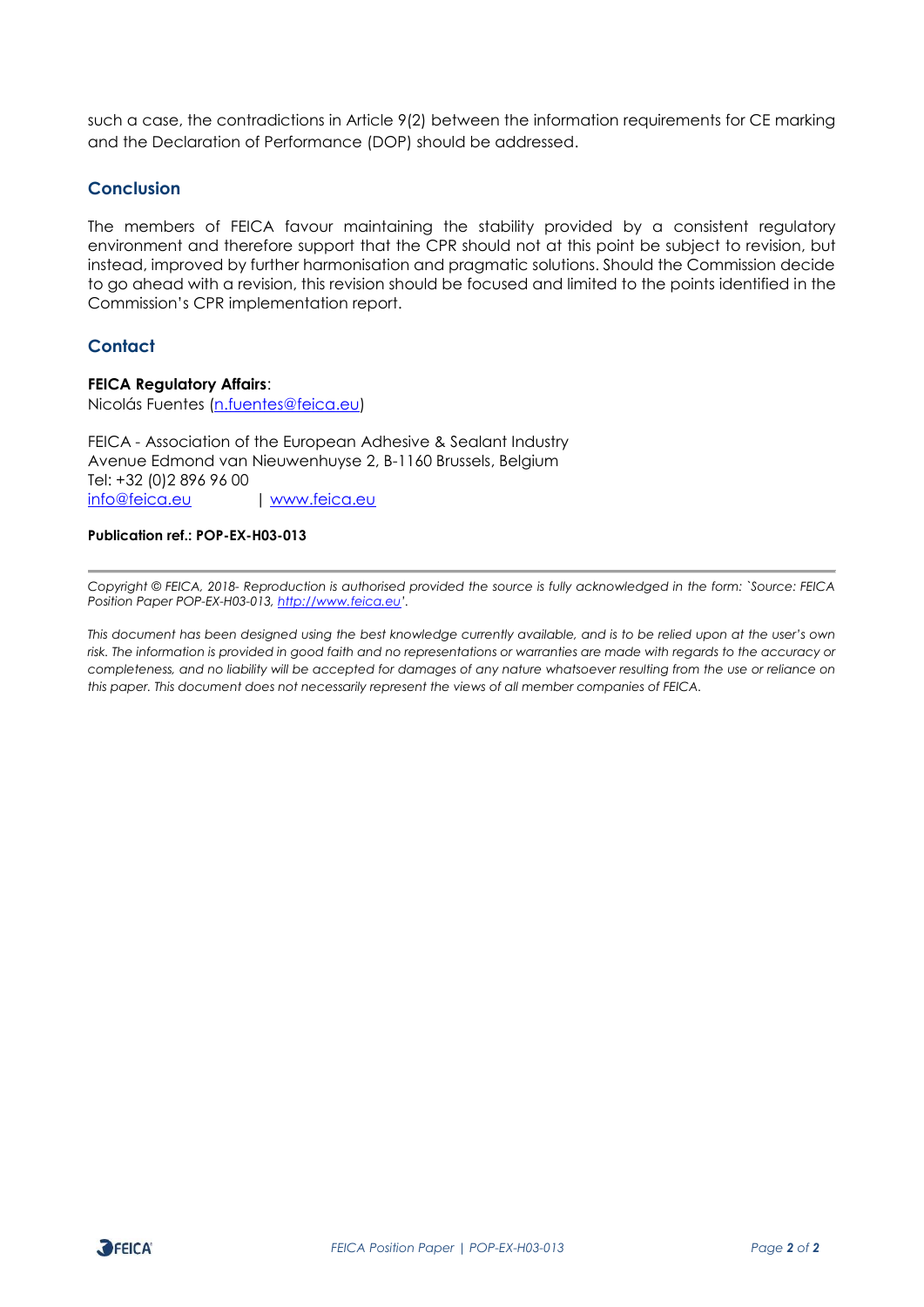such a case, the contradictions in Article 9(2) between the information requirements for CE marking and the Declaration of Performance (DOP) should be addressed.

## Conclusion

The members of FEICA favour maintaining the stability provided by a consistent regulatory environment and therefore support that the CPR should not at this point be subject to revision, but instead, improved by further harmonisation and pragmatic solutions. Should the Commission decide to go ahead with a revision, this revision should be focused and limited to the points identified in the Commission's CPR implementation report.

## Contact

**FEICA Regulatory Affairs**:
Nicolás Fuentes (n.fuentes@feica.eu)

FEICA - Association of the European Adhesive & Sealant Industry
Avenue Edmond van Nieuwenhuyse 2, B-1160 Brussels, Belgium
Tel: +32 (0)2 896 96 00
info@feica.eu | www.feica.eu

**Publication ref.: POP-EX-H03-013**

---

*Copyright © FEICA, 2018- Reproduction is authorised provided the source is fully acknowledged in the form: `Source: FEICA Position Paper POP-EX-H03-013, http://www.feica.eu'.*

*This document has been designed using the best knowledge currently available, and is to be relied upon at the user's own risk. The information is provided in good faith and no representations or warranties are made with regards to the accuracy or completeness, and no liability will be accepted for damages of any nature whatsoever resulting from the use or reliance on this paper. This document does not necessarily represent the views of all member companies of FEICA.*